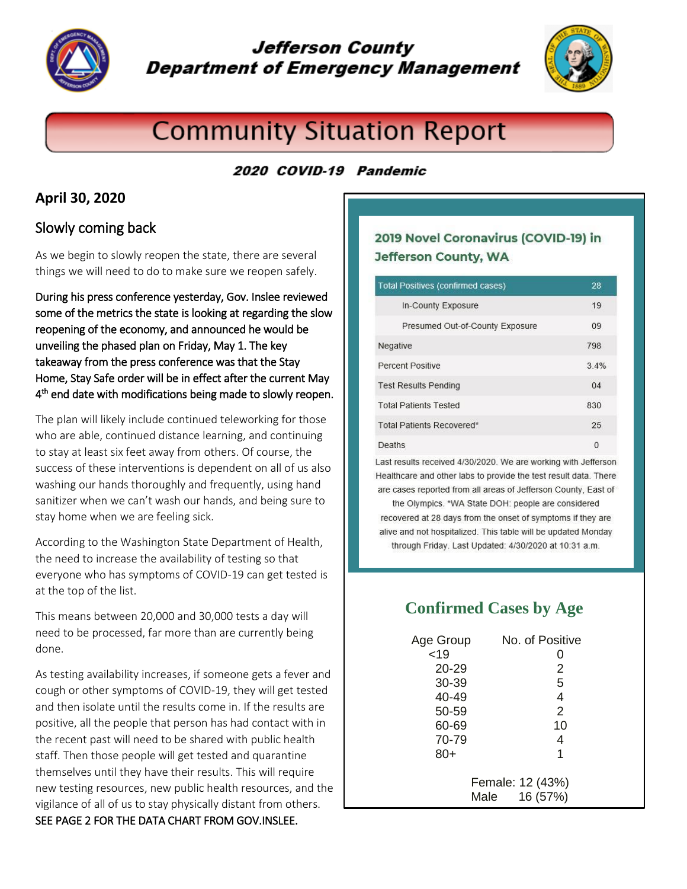# Jefferson County Department of Emergency Management

# Community Situation Report

***2020 COVID-19 Pandemic***

## April 30, 2020

### Slowly coming back

As we begin to slowly reopen the state, there are several things we will need to do to make sure we reopen safely.

During his press conference yesterday, Gov. Inslee reviewed some of the metrics the state is looking at regarding the slow reopening of the economy, and announced he would be unveiling the phased plan on Friday, May 1. The key takeaway from the press conference was that the Stay Home, Stay Safe order will be in effect after the current May 4th end date with modifications being made to slowly reopen.

The plan will likely include continued teleworking for those who are able, continued distance learning, and continuing to stay at least six feet away from others. Of course, the success of these interventions is dependent on all of us also washing our hands thoroughly and frequently, using hand sanitizer when we can't wash our hands, and being sure to stay home when we are feeling sick.

According to the Washington State Department of Health, the need to increase the availability of testing so that everyone who has symptoms of COVID-19 can get tested is at the top of the list.

This means between 20,000 and 30,000 tests a day will need to be processed, far more than are currently being done.

As testing availability increases, if someone gets a fever and cough or other symptoms of COVID-19, they will get tested and then isolate until the results come in. If the results are positive, all the people that person has had contact with in the recent past will need to be shared with public health staff. Then those people will get tested and quarantine themselves until they have their results. This will require new testing resources, new public health resources, and the vigilance of all of us to stay physically distant from others.

SEE PAGE 2 FOR THE DATA CHART FROM GOV.INSLEE.

### 2019 Novel Coronavirus (COVID-19) in Jefferson County, WA

| Total Positives (confirmed cases) | 28 |
|---|---|
| In-County Exposure | 19 |
| Presumed Out-of-County Exposure | 09 |
| Negative | 798 |
| Percent Positive | 3.4% |
| Test Results Pending | 04 |
| Total Patients Tested | 830 |
| Total Patients Recovered* | 25 |
| Deaths | 0 |

Last results received 4/30/2020. We are working with Jefferson Healthcare and other labs to provide the test result data. There are cases reported from all areas of Jefferson County, East of the Olympics. *WA State DOH: people are considered recovered at 28 days from the onset of symptoms if they are alive and not hospitalized. This table will be updated Monday through Friday. Last Updated: 4/30/2020 at 10:31 a.m.

### Confirmed Cases by Age

| Age Group | No. of Positive |
|---|---|
| <19 | 0 |
| 20-29 | 2 |
| 30-39 | 5 |
| 40-49 | 4 |
| 50-59 | 2 |
| 60-69 | 10 |
| 70-79 | 4 |
| 80+ | 1 |

Female: 12 (43%)
Male 16 (57%)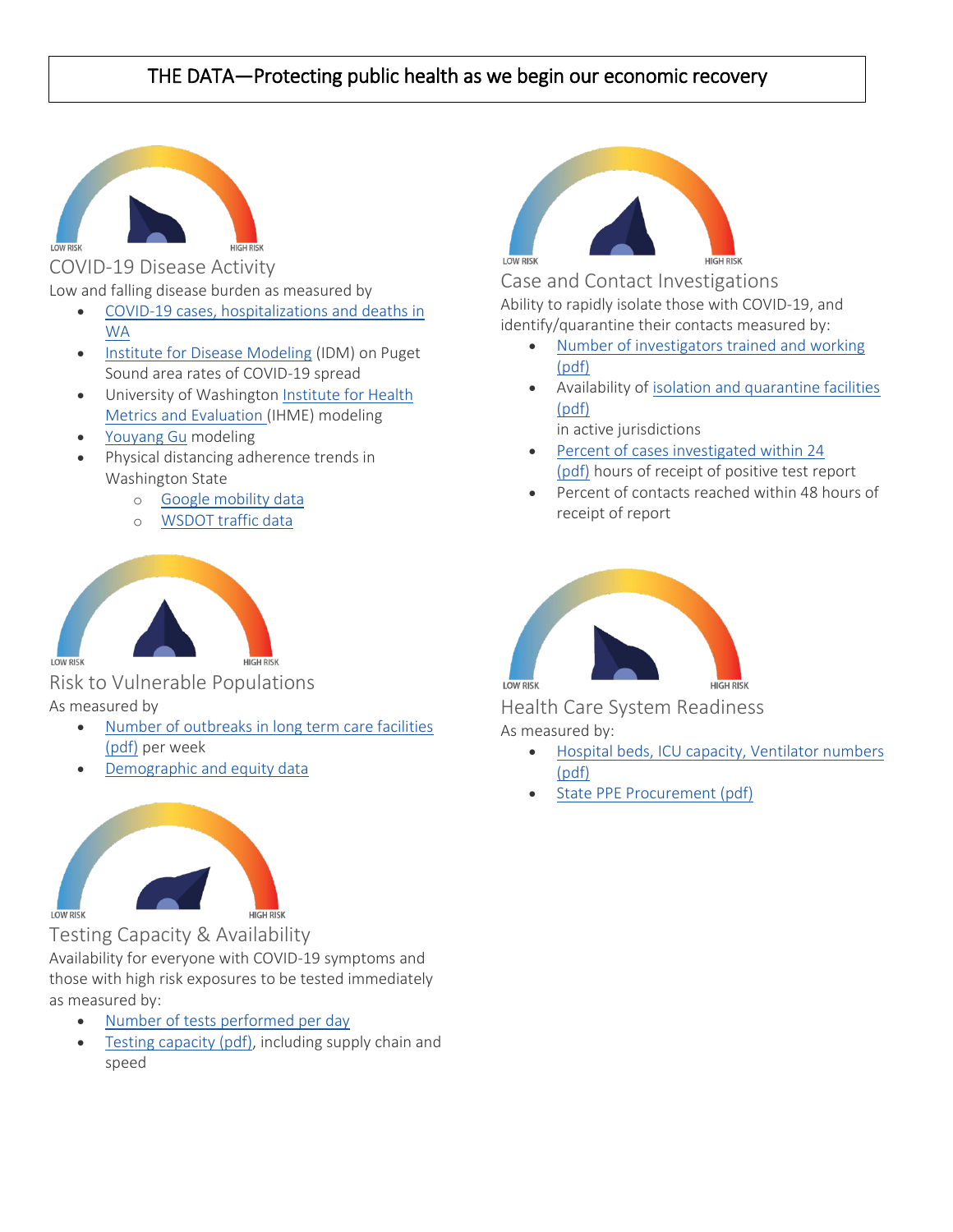THE DATA—Protecting public health as we begin our economic recovery

LOW RISK HIGH RISK

## COVID-19 Disease Activity

Low and falling disease burden as measured by

- COVID-19 cases, hospitalizations and deaths in WA
- Institute for Disease Modeling (IDM) on Puget Sound area rates of COVID-19 spread
- University of Washington Institute for Health Metrics and Evaluation (IHME) modeling
- Youyang Gu modeling
- Physical distancing adherence trends in Washington State
  - Google mobility data
  - WSDOT traffic data

LOW RISK HIGH RISK

## Risk to Vulnerable Populations

As measured by

- Number of outbreaks in long term care facilities (pdf) per week
- Demographic and equity data

LOW RISK HIGH RISK

## Testing Capacity & Availability

Availability for everyone with COVID-19 symptoms and those with high risk exposures to be tested immediately as measured by:

- Number of tests performed per day
- Testing capacity (pdf), including supply chain and speed

LOW RISK HIGH RISK

## Case and Contact Investigations

Ability to rapidly isolate those with COVID-19, and identify/quarantine their contacts measured by:

- Number of investigators trained and working (pdf)
- Availability of isolation and quarantine facilities (pdf) in active jurisdictions
- Percent of cases investigated within 24 (pdf) hours of receipt of positive test report
- Percent of contacts reached within 48 hours of receipt of report

LOW RISK HIGH RISK

## Health Care System Readiness

As measured by:

- Hospital beds, ICU capacity, Ventilator numbers (pdf)
- State PPE Procurement (pdf)